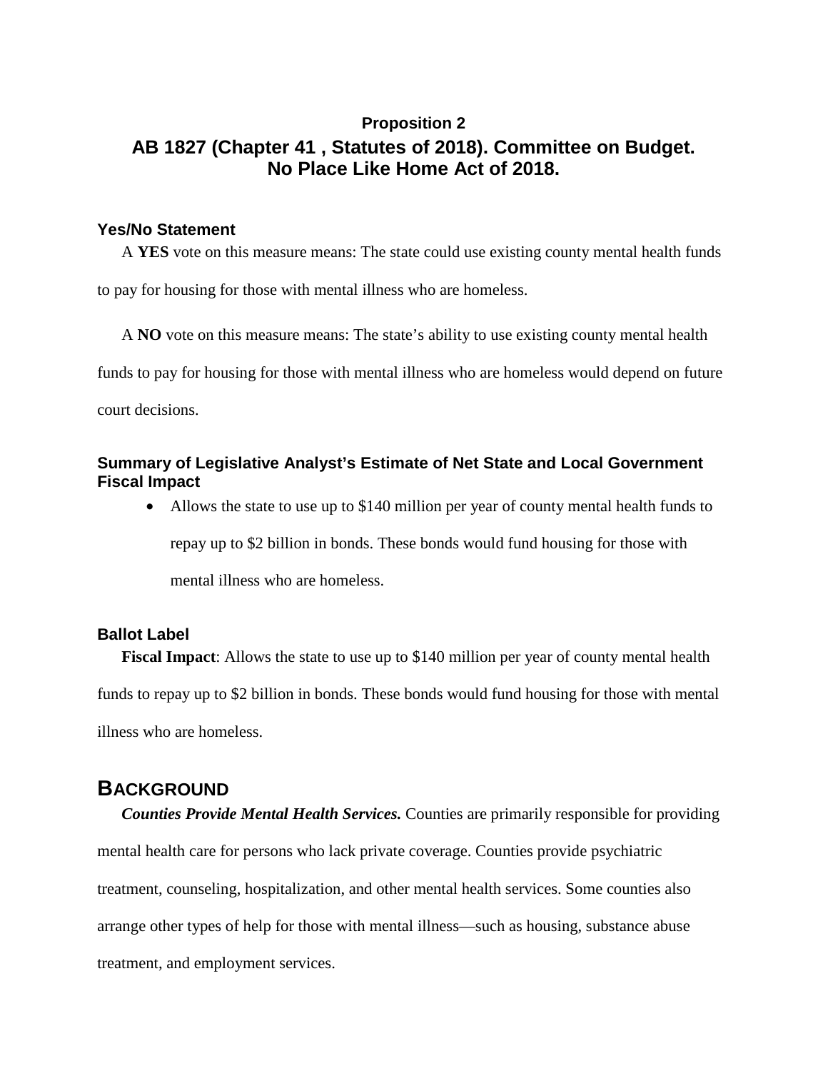# Proposition 2

## AB 1827 (Chapter 41 , Statutes of 2018). Committee on Budget. No Place Like Home Act of 2018.

### Yes/No Statement

A **YES** vote on this measure means: The state could use existing county mental health funds to pay for housing for those with mental illness who are homeless.

A **NO** vote on this measure means: The state's ability to use existing county mental health funds to pay for housing for those with mental illness who are homeless would depend on future court decisions.

### Summary of Legislative Analyst's Estimate of Net State and Local Government Fiscal Impact

- Allows the state to use up to $140 million per year of county mental health funds to repay up to $2 billion in bonds. These bonds would fund housing for those with mental illness who are homeless.

### Ballot Label

**Fiscal Impact**: Allows the state to use up to $140 million per year of county mental health funds to repay up to $2 billion in bonds. These bonds would fund housing for those with mental illness who are homeless.

## BACKGROUND

***Counties Provide Mental Health Services.*** Counties are primarily responsible for providing mental health care for persons who lack private coverage. Counties provide psychiatric treatment, counseling, hospitalization, and other mental health services. Some counties also arrange other types of help for those with mental illness—such as housing, substance abuse treatment, and employment services.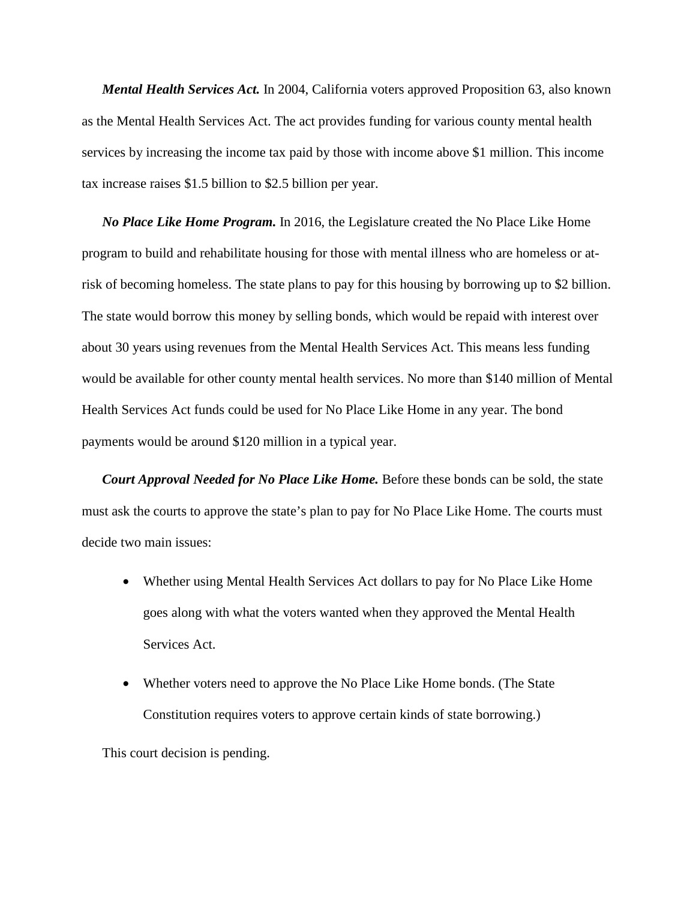***Mental Health Services Act.*** In 2004, California voters approved Proposition 63, also known as the Mental Health Services Act. The act provides funding for various county mental health services by increasing the income tax paid by those with income above $1 million. This income tax increase raises $1.5 billion to $2.5 billion per year.

***No Place Like Home Program.*** In 2016, the Legislature created the No Place Like Home program to build and rehabilitate housing for those with mental illness who are homeless or at-risk of becoming homeless. The state plans to pay for this housing by borrowing up to $2 billion. The state would borrow this money by selling bonds, which would be repaid with interest over about 30 years using revenues from the Mental Health Services Act. This means less funding would be available for other county mental health services. No more than $140 million of Mental Health Services Act funds could be used for No Place Like Home in any year. The bond payments would be around $120 million in a typical year.

***Court Approval Needed for No Place Like Home.*** Before these bonds can be sold, the state must ask the courts to approve the state's plan to pay for No Place Like Home. The courts must decide two main issues:

- Whether using Mental Health Services Act dollars to pay for No Place Like Home goes along with what the voters wanted when they approved the Mental Health Services Act.
- Whether voters need to approve the No Place Like Home bonds. (The State Constitution requires voters to approve certain kinds of state borrowing.)

This court decision is pending.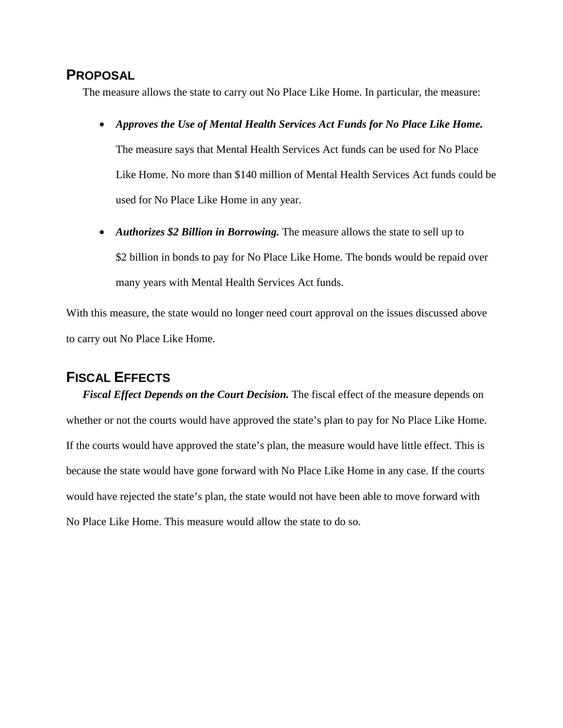## PROPOSAL

The measure allows the state to carry out No Place Like Home. In particular, the measure:

- ***Approves the Use of Mental Health Services Act Funds for No Place Like Home.*** The measure says that Mental Health Services Act funds can be used for No Place Like Home. No more than $140 million of Mental Health Services Act funds could be used for No Place Like Home in any year.
- ***Authorizes $2 Billion in Borrowing.*** The measure allows the state to sell up to $2 billion in bonds to pay for No Place Like Home. The bonds would be repaid over many years with Mental Health Services Act funds.

With this measure, the state would no longer need court approval on the issues discussed above to carry out No Place Like Home.

## FISCAL EFFECTS

***Fiscal Effect Depends on the Court Decision.*** The fiscal effect of the measure depends on whether or not the courts would have approved the state's plan to pay for No Place Like Home. If the courts would have approved the state's plan, the measure would have little effect. This is because the state would have gone forward with No Place Like Home in any case. If the courts would have rejected the state's plan, the state would not have been able to move forward with No Place Like Home. This measure would allow the state to do so.